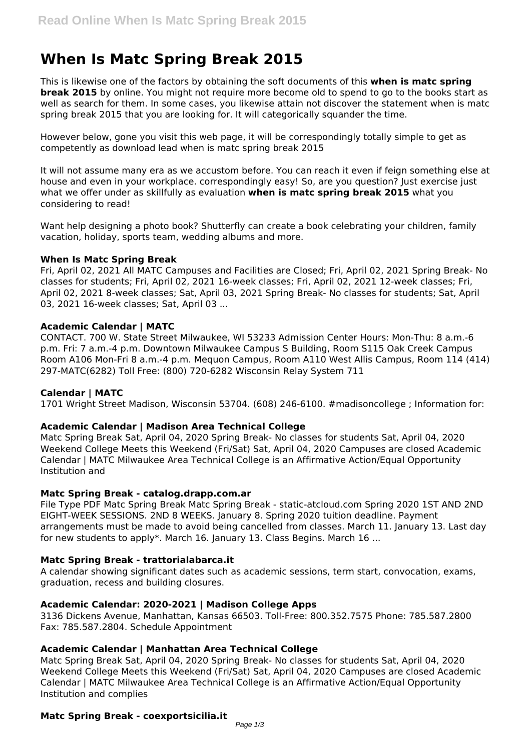# When Is Matc Spring Break 2015

This is likewise one of the factors by obtaining the soft documents of this **when is matc spring break 2015** by online. You might not require more become old to spend to go to the books start as well as search for them. In some cases, you likewise attain not discover the statement when is matc spring break 2015 that you are looking for. It will categorically squander the time.

However below, gone you visit this web page, it will be correspondingly totally simple to get as competently as download lead when is matc spring break 2015

It will not assume many era as we accustom before. You can reach it even if feign something else at house and even in your workplace. correspondingly easy! So, are you question? Just exercise just what we offer under as skillfully as evaluation **when is matc spring break 2015** what you considering to read!

Want help designing a photo book? Shutterfly can create a book celebrating your children, family vacation, holiday, sports team, wedding albums and more.

### When Is Matc Spring Break

Fri, April 02, 2021 All MATC Campuses and Facilities are Closed; Fri, April 02, 2021 Spring Break- No classes for students; Fri, April 02, 2021 16-week classes; Fri, April 02, 2021 12-week classes; Fri, April 02, 2021 8-week classes; Sat, April 03, 2021 Spring Break- No classes for students; Sat, April 03, 2021 16-week classes; Sat, April 03 ...

### Academic Calendar | MATC

CONTACT. 700 W. State Street Milwaukee, WI 53233 Admission Center Hours: Mon-Thu: 8 a.m.-6 p.m. Fri: 7 a.m.-4 p.m. Downtown Milwaukee Campus S Building, Room S115 Oak Creek Campus Room A106 Mon-Fri 8 a.m.-4 p.m. Mequon Campus, Room A110 West Allis Campus, Room 114 (414) 297-MATC(6282) Toll Free: (800) 720-6282 Wisconsin Relay System 711

### Calendar | MATC

1701 Wright Street Madison, Wisconsin 53704. (608) 246-6100. #madisoncollege ; Information for:

### Academic Calendar | Madison Area Technical College

Matc Spring Break Sat, April 04, 2020 Spring Break- No classes for students Sat, April 04, 2020 Weekend College Meets this Weekend (Fri/Sat) Sat, April 04, 2020 Campuses are closed Academic Calendar | MATC Milwaukee Area Technical College is an Affirmative Action/Equal Opportunity Institution and

### Matc Spring Break - catalog.drapp.com.ar

File Type PDF Matc Spring Break Matc Spring Break - static-atcloud.com Spring 2020 1ST AND 2ND EIGHT-WEEK SESSIONS. 2ND 8 WEEKS. January 8. Spring 2020 tuition deadline. Payment arrangements must be made to avoid being cancelled from classes. March 11. January 13. Last day for new students to apply*. March 16. January 13. Class Begins. March 16 ...

### Matc Spring Break - trattorialabarca.it

A calendar showing significant dates such as academic sessions, term start, convocation, exams, graduation, recess and building closures.

### Academic Calendar: 2020-2021 | Madison College Apps

3136 Dickens Avenue, Manhattan, Kansas 66503. Toll-Free: 800.352.7575 Phone: 785.587.2800 Fax: 785.587.2804. Schedule Appointment

### Academic Calendar | Manhattan Area Technical College

Matc Spring Break Sat, April 04, 2020 Spring Break- No classes for students Sat, April 04, 2020 Weekend College Meets this Weekend (Fri/Sat) Sat, April 04, 2020 Campuses are closed Academic Calendar | MATC Milwaukee Area Technical College is an Affirmative Action/Equal Opportunity Institution and complies

### Matc Spring Break - coexportsicilia.it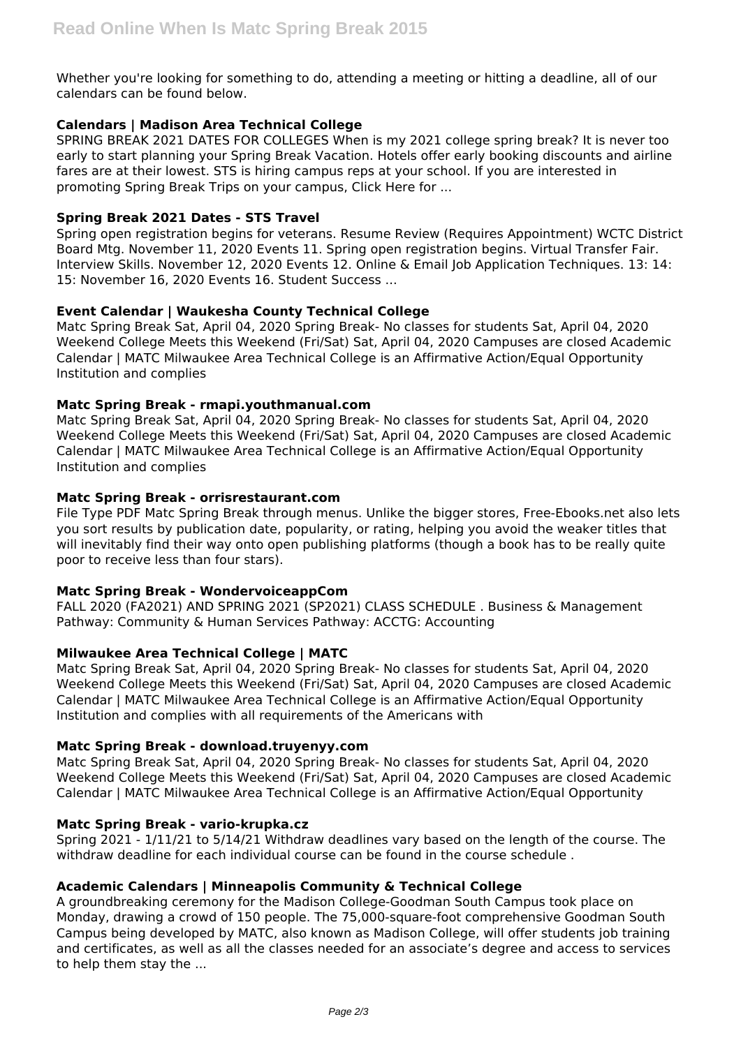Whether you're looking for something to do, attending a meeting or hitting a deadline, all of our calendars can be found below.

### Calendars | Madison Area Technical College

SPRING BREAK 2021 DATES FOR COLLEGES When is my 2021 college spring break? It is never too early to start planning your Spring Break Vacation. Hotels offer early booking discounts and airline fares are at their lowest. STS is hiring campus reps at your school. If you are interested in promoting Spring Break Trips on your campus, Click Here for ...

### Spring Break 2021 Dates - STS Travel

Spring open registration begins for veterans. Resume Review (Requires Appointment) WCTC District Board Mtg. November 11, 2020 Events 11. Spring open registration begins. Virtual Transfer Fair. Interview Skills. November 12, 2020 Events 12. Online & Email Job Application Techniques. 13: 14: 15: November 16, 2020 Events 16. Student Success ...

### Event Calendar | Waukesha County Technical College

Matc Spring Break Sat, April 04, 2020 Spring Break- No classes for students Sat, April 04, 2020 Weekend College Meets this Weekend (Fri/Sat) Sat, April 04, 2020 Campuses are closed Academic Calendar | MATC Milwaukee Area Technical College is an Affirmative Action/Equal Opportunity Institution and complies

### Matc Spring Break - rmapi.youthmanual.com

Matc Spring Break Sat, April 04, 2020 Spring Break- No classes for students Sat, April 04, 2020 Weekend College Meets this Weekend (Fri/Sat) Sat, April 04, 2020 Campuses are closed Academic Calendar | MATC Milwaukee Area Technical College is an Affirmative Action/Equal Opportunity Institution and complies

### Matc Spring Break - orrisrestaurant.com

File Type PDF Matc Spring Break through menus. Unlike the bigger stores, Free-Ebooks.net also lets you sort results by publication date, popularity, or rating, helping you avoid the weaker titles that will inevitably find their way onto open publishing platforms (though a book has to be really quite poor to receive less than four stars).

### Matc Spring Break - WondervoiceappCom

FALL 2020 (FA2021) AND SPRING 2021 (SP2021) CLASS SCHEDULE . Business & Management Pathway: Community & Human Services Pathway: ACCTG: Accounting

### Milwaukee Area Technical College | MATC

Matc Spring Break Sat, April 04, 2020 Spring Break- No classes for students Sat, April 04, 2020 Weekend College Meets this Weekend (Fri/Sat) Sat, April 04, 2020 Campuses are closed Academic Calendar | MATC Milwaukee Area Technical College is an Affirmative Action/Equal Opportunity Institution and complies with all requirements of the Americans with

### Matc Spring Break - download.truyenyy.com

Matc Spring Break Sat, April 04, 2020 Spring Break- No classes for students Sat, April 04, 2020 Weekend College Meets this Weekend (Fri/Sat) Sat, April 04, 2020 Campuses are closed Academic Calendar | MATC Milwaukee Area Technical College is an Affirmative Action/Equal Opportunity

### Matc Spring Break - vario-krupka.cz

Spring 2021 - 1/11/21 to 5/14/21 Withdraw deadlines vary based on the length of the course. The withdraw deadline for each individual course can be found in the course schedule .

### Academic Calendars | Minneapolis Community & Technical College

A groundbreaking ceremony for the Madison College-Goodman South Campus took place on Monday, drawing a crowd of 150 people. The 75,000-square-foot comprehensive Goodman South Campus being developed by MATC, also known as Madison College, will offer students job training and certificates, as well as all the classes needed for an associate's degree and access to services to help them stay the ...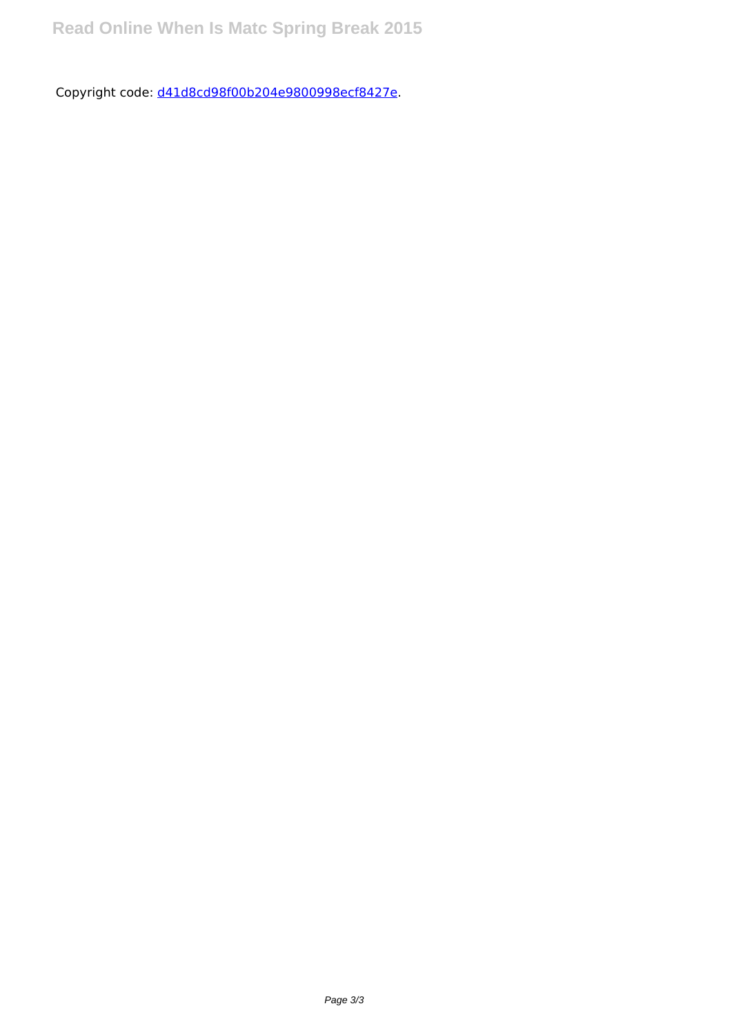Copyright code: [d41d8cd98f00b204e9800998ecf8427e](d41d8cd98f00b204e9800998ecf8427e).